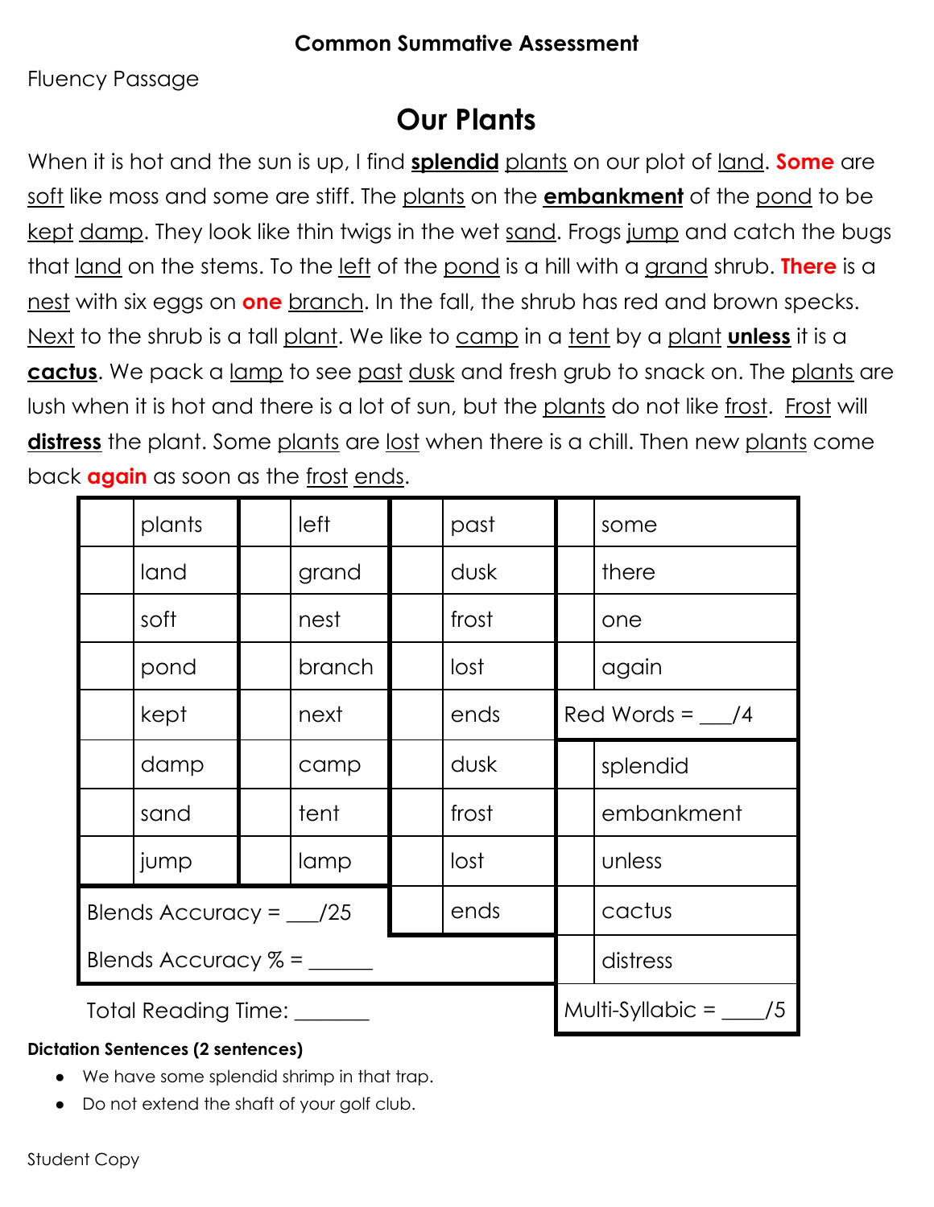**Common Summative Assessment**

Fluency Passage

# Our Plants

When it is hot and the sun is up, I find **splendid** plants on our plot of land. **Some** are soft like moss and some are stiff. The plants on the **embankment** of the pond to be kept damp. They look like thin twigs in the wet sand. Frogs jump and catch the bugs that land on the stems. To the left of the pond is a hill with a grand shrub. **There** is a nest with six eggs on **one** branch. In the fall, the shrub has red and brown specks. Next to the shrub is a tall plant. We like to camp in a tent by a plant **unless** it is a **cactus**. We pack a lamp to see past dusk and fresh grub to snack on. The plants are lush when it is hot and there is a lot of sun, but the plants do not like frost. Frost will **distress** the plant. Some plants are lost when there is a chill. Then new plants come back **again** as soon as the frost ends.

| | | | | | | | |
|---|---|---|---|---|---|---|---|
| | plants | | left | | past | | some |
| | land | | grand | | dusk | | there |
| | soft | | nest | | frost | | one |
| | pond | | branch | | lost | | again |
| | kept | | next | | ends | Red Words = ___/4 | |
| | damp | | camp | | dusk | | splendid |
| | sand | | tent | | frost | | embankment |
| | jump | | lamp | | lost | | unless |
| Blends Accuracy = ___/25 | | | | | ends | | cactus |
| Blends Accuracy % = ______ | | | | | | | distress |
| Total Reading Time: _______ | | | | | | Multi-Syllabic = ____/5 | |

**Dictation Sentences (2 sentences)**

- We have some splendid shrimp in that trap.
- Do not extend the shaft of your golf club.

Student Copy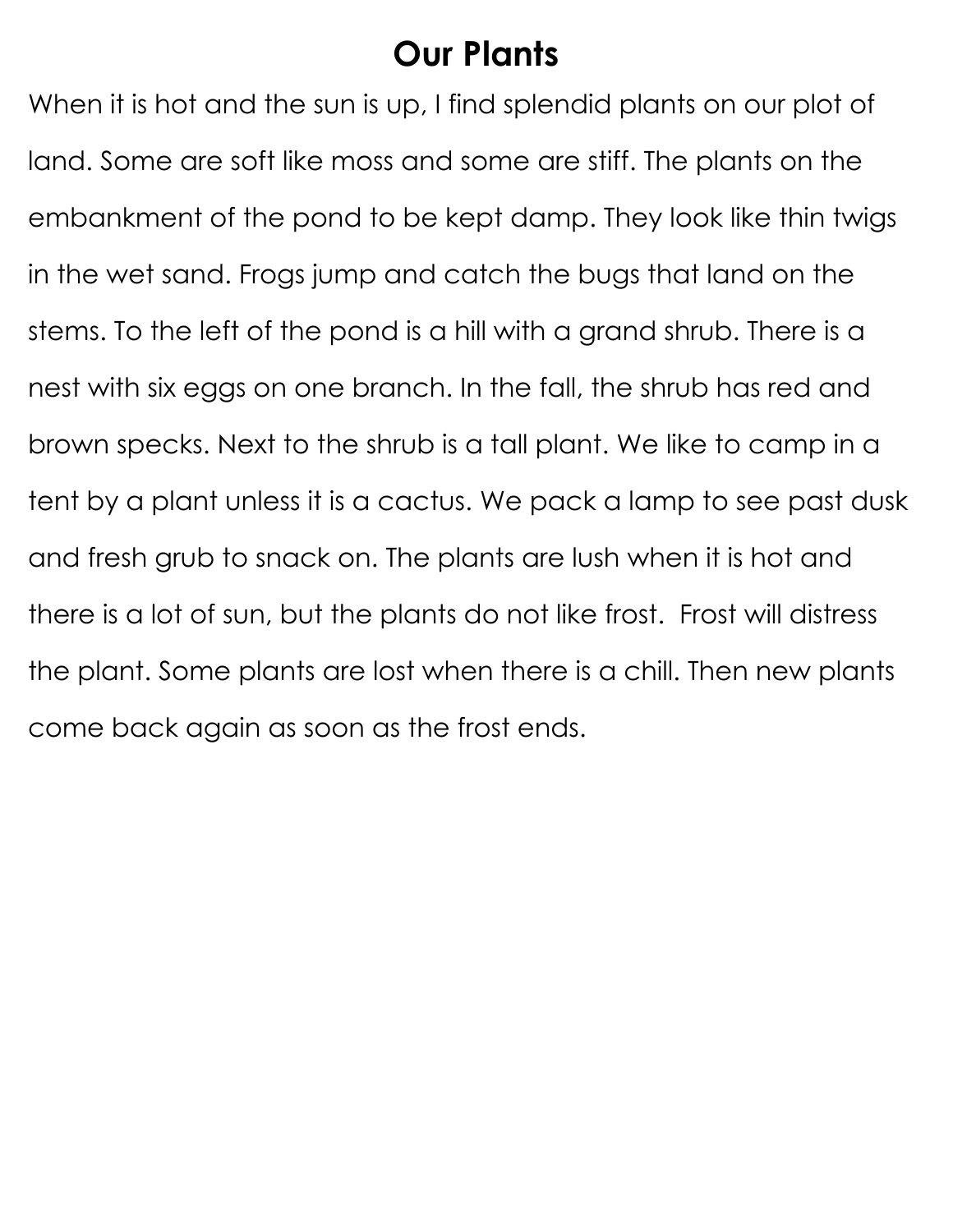# Our Plants

When it is hot and the sun is up, I find splendid plants on our plot of land. Some are soft like moss and some are stiff. The plants on the embankment of the pond to be kept damp. They look like thin twigs in the wet sand. Frogs jump and catch the bugs that land on the stems. To the left of the pond is a hill with a grand shrub. There is a nest with six eggs on one branch. In the fall, the shrub has red and brown specks. Next to the shrub is a tall plant. We like to camp in a tent by a plant unless it is a cactus. We pack a lamp to see past dusk and fresh grub to snack on. The plants are lush when it is hot and there is a lot of sun, but the plants do not like frost.  Frost will distress the plant. Some plants are lost when there is a chill. Then new plants come back again as soon as the frost ends.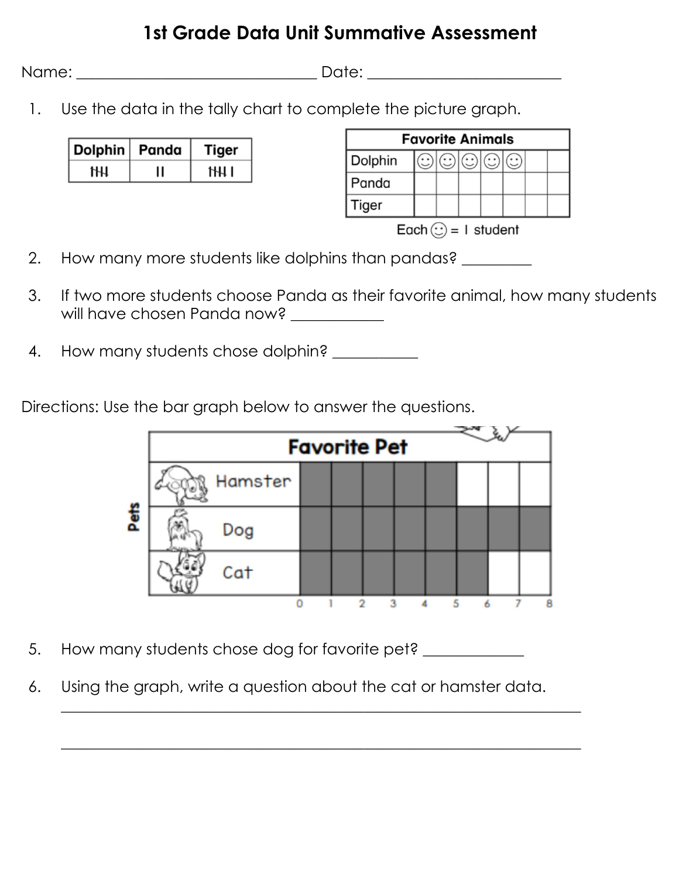# 1st Grade Data Unit Summative Assessment

Name: ______________________________ Date: ________________________

1. Use the data in the tally chart to complete the picture graph.

| Dolphin | Panda | Tiger |
|---|---|---|
| 𝍸 | II | 𝍸 I |

**Favorite Animals**

| | | | | | | | |
|---|---|---|---|---|---|---|---|
| Dolphin | ☺ | ☺ | ☺ | ☺ | ☺ | | |
| Panda | | | | | | | |
| Tiger | | | | | | | |

Each ☺ = 1 student

2. How many more students like dolphins than pandas? _________

3. If two more students choose Panda as their favorite animal, how many students will have chosen Panda now? ___________

4. How many students chose dolphin? ___________

Directions: Use the bar graph below to answer the questions.

**Favorite Pet**

| Pets | 1 | 2 | 3 | 4 | 5 | 6 | 7 | 8 |
|---|---|---|---|---|---|---|---|---|
| Hamster | ■ | ■ | ■ | ■ | ■ | | | |
| Dog | ■ | ■ | ■ | ■ | ■ | ■ | ■ | ■ |
| Cat | ■ | ■ | ■ | ■ | ■ | ■ | | |

5. How many students chose dog for favorite pet? ____________

6. Using the graph, write a question about the cat or hamster data.

_________________________________________________________________

_________________________________________________________________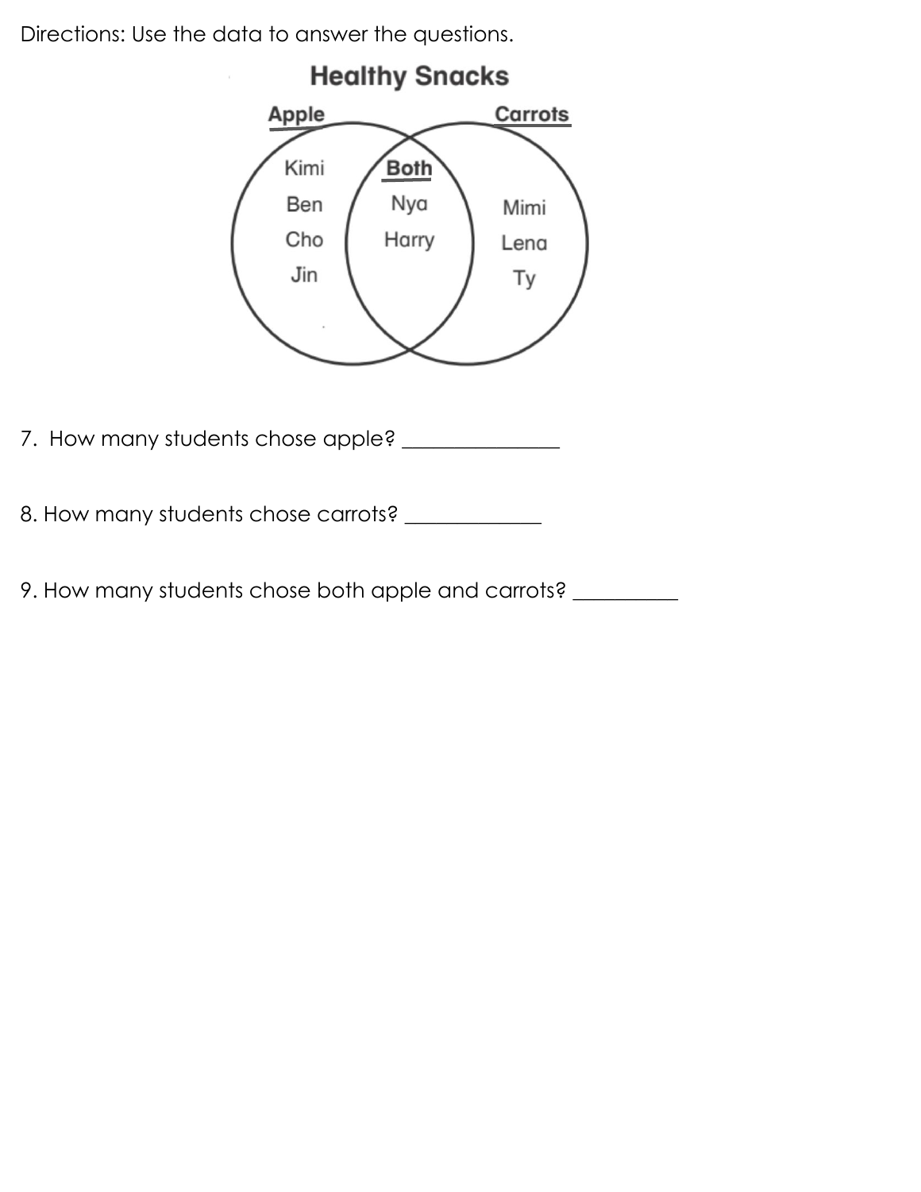Directions: Use the data to answer the questions.

**Healthy Snacks**

| Apple | Both | Carrots |
|---|---|---|
| Kimi | Nya | Mimi |
| Ben | Harry | Lena |
| Cho | | Ty |
| Jin | | |

7. How many students chose apple? _______________

8. How many students chose carrots? _____________

9. How many students chose both apple and carrots? __________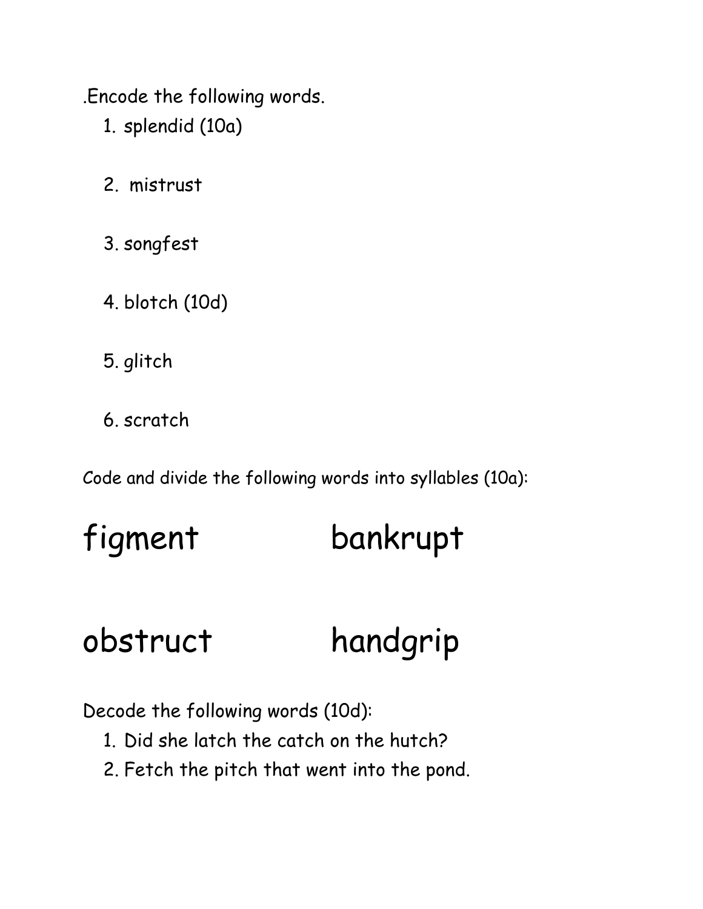.Encode the following words.

1. splendid (10a)

2. mistrust

3. songfest

4. blotch (10d)

5. glitch

6. scratch

Code and divide the following words into syllables (10a):

figment bankrupt

obstruct handgrip

Decode the following words (10d):

1. Did she latch the catch on the hutch?
2. Fetch the pitch that went into the pond.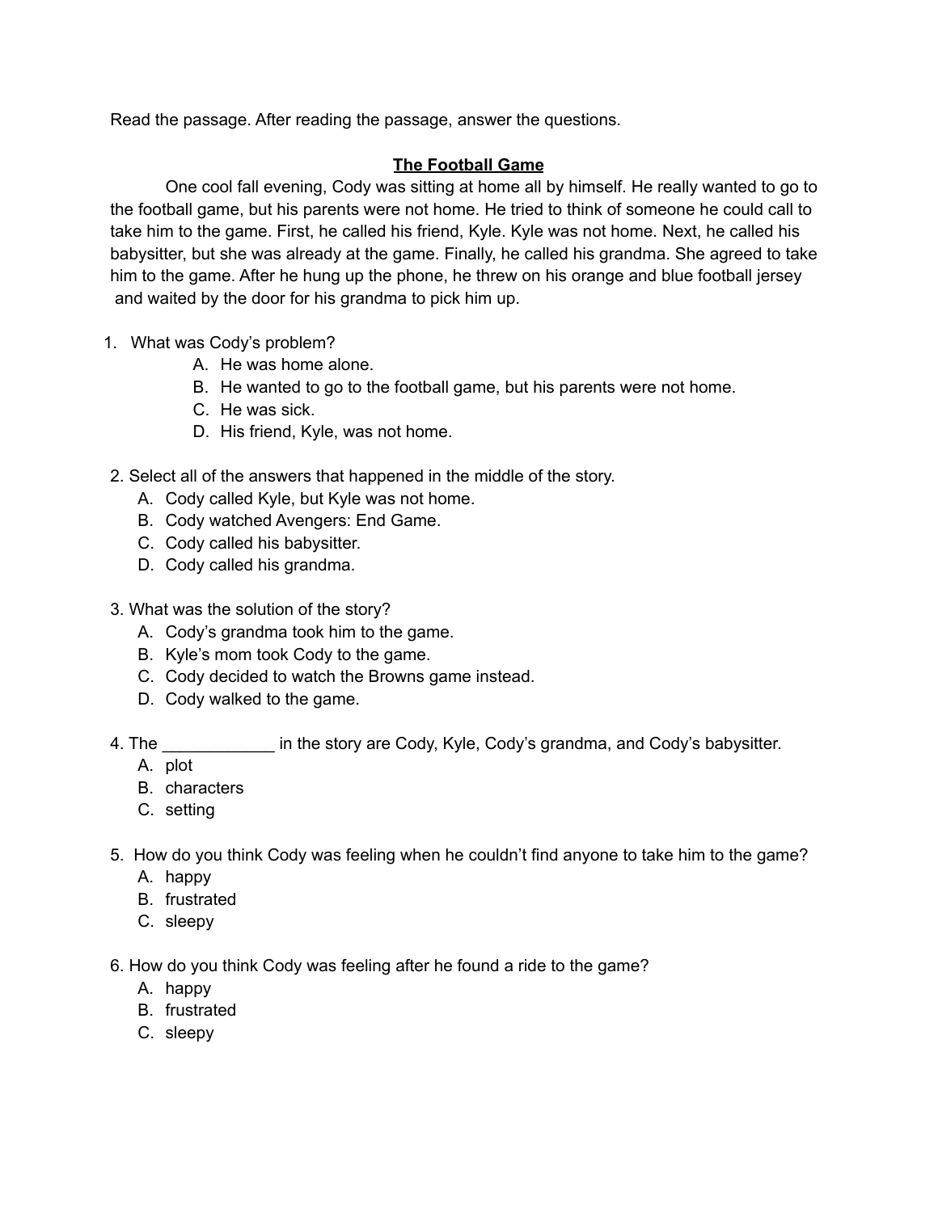Read the passage. After reading the passage, answer the questions.

## The Football Game

One cool fall evening, Cody was sitting at home all by himself. He really wanted to go to the football game, but his parents were not home. He tried to think of someone he could call to take him to the game. First, he called his friend, Kyle. Kyle was not home. Next, he called his babysitter, but she was already at the game. Finally, he called his grandma. She agreed to take him to the game. After he hung up the phone, he threw on his orange and blue football jersey and waited by the door for his grandma to pick him up.

1. What was Cody's problem?
   - A. He was home alone.
   - B. He wanted to go to the football game, but his parents were not home.
   - C. He was sick.
   - D. His friend, Kyle, was not home.

2. Select all of the answers that happened in the middle of the story.
   - A. Cody called Kyle, but Kyle was not home.
   - B. Cody watched Avengers: End Game.
   - C. Cody called his babysitter.
   - D. Cody called his grandma.

3. What was the solution of the story?
   - A. Cody's grandma took him to the game.
   - B. Kyle's mom took Cody to the game.
   - C. Cody decided to watch the Browns game instead.
   - D. Cody walked to the game.

4. The ____________ in the story are Cody, Kyle, Cody's grandma, and Cody's babysitter.
   - A. plot
   - B. characters
   - C. setting

5. How do you think Cody was feeling when he couldn't find anyone to take him to the game?
   - A. happy
   - B. frustrated
   - C. sleepy

6. How do you think Cody was feeling after he found a ride to the game?
   - A. happy
   - B. frustrated
   - C. sleepy